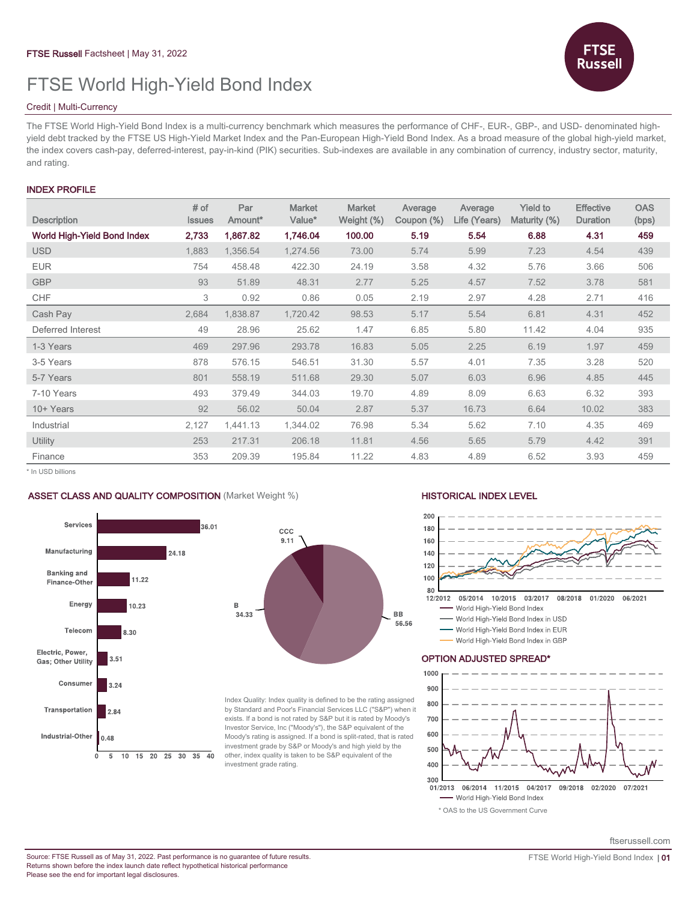FTSE Russell Factsheet | May 31, 2022

# FTSE World High-Yield Bond Index

Credit | Multi-Currency

The FTSE World High-Yield Bond Index is a multi-currency benchmark which measures the performance of CHF-, EUR-, GBP-, and USD- denominated high-yield debt tracked by the FTSE US High-Yield Market Index and the Pan-European High-Yield Bond Index. As a broad measure of the global high-yield market, the index covers cash-pay, deferred-interest, pay-in-kind (PIK) securities. Sub-indexes are available in any combination of currency, industry sector, maturity, and rating.

## INDEX PROFILE

| Description | # of Issues | Par Amount* | Market Value* | Market Weight (%) | Average Coupon (%) | Average Life (Years) | Yield to Maturity (%) | Effective Duration | OAS (bps) |
|---|---|---|---|---|---|---|---|---|---|
| **World High-Yield Bond Index** | **2,733** | **1,867.82** | **1,746.04** | **100.00** | **5.19** | **5.54** | **6.88** | **4.31** | **459** |
| USD | 1,883 | 1,356.54 | 1,274.56 | 73.00 | 5.74 | 5.99 | 7.23 | 4.54 | 439 |
| EUR | 754 | 458.48 | 422.30 | 24.19 | 3.58 | 4.32 | 5.76 | 3.66 | 506 |
| GBP | 93 | 51.89 | 48.31 | 2.77 | 5.25 | 4.57 | 7.52 | 3.78 | 581 |
| CHF | 3 | 0.92 | 0.86 | 0.05 | 2.19 | 2.97 | 4.28 | 2.71 | 416 |
| Cash Pay | 2,684 | 1,838.87 | 1,720.42 | 98.53 | 5.17 | 5.54 | 6.81 | 4.31 | 452 |
| Deferred Interest | 49 | 28.96 | 25.62 | 1.47 | 6.85 | 5.80 | 11.42 | 4.04 | 935 |
| 1-3 Years | 469 | 297.96 | 293.78 | 16.83 | 5.05 | 2.25 | 6.19 | 1.97 | 459 |
| 3-5 Years | 878 | 576.15 | 546.51 | 31.30 | 5.57 | 4.01 | 7.35 | 3.28 | 520 |
| 5-7 Years | 801 | 558.19 | 511.68 | 29.30 | 5.07 | 6.03 | 6.96 | 4.85 | 445 |
| 7-10 Years | 493 | 379.49 | 344.03 | 19.70 | 4.89 | 8.09 | 6.63 | 6.32 | 393 |
| 10+ Years | 92 | 56.02 | 50.04 | 2.87 | 5.37 | 16.73 | 6.64 | 10.02 | 383 |
| Industrial | 2,127 | 1,441.13 | 1,344.02 | 76.98 | 5.34 | 5.62 | 7.10 | 4.35 | 469 |
| Utility | 253 | 217.31 | 206.18 | 11.81 | 4.56 | 5.65 | 5.79 | 4.42 | 391 |
| Finance | 353 | 209.39 | 195.84 | 11.22 | 4.83 | 4.89 | 6.52 | 3.93 | 459 |

\* In USD billions

## ASSET CLASS AND QUALITY COMPOSITION (Market Weight %)

Services 36.01
Manufacturing 24.18
Banking and Finance-Other 11.22
Energy 10.23
Telecom 8.30
Electric, Power, Gas; Other Utility 3.51
Consumer 3.24
Transportation 2.84
Industrial-Other 0.48

0 5 10 15 20 25 30 35 40

CCC 9.11
B 34.33
BB 56.56

Index Quality: Index quality is defined to be the rating assigned by Standard and Poor's Financial Services LLC ("S&P") when it exists. If a bond is not rated by S&P but it is rated by Moody's Investor Service, Inc ("Moody's"), the S&P equivalent of the Moody's rating is assigned. If a bond is split-rated, that is rated investment grade by S&P or Moody's and high yield by the other, index quality is taken to be S&P equivalent of the investment grade rating.

## HISTORICAL INDEX LEVEL

200
180
160
140
120
100
80

12/2012 05/2014 10/2015 03/2017 08/2018 01/2020 06/2021

World High-Yield Bond Index
World High-Yield Bond Index in USD
World High-Yield Bond Index in EUR
World High-Yield Bond Index in GBP

## OPTION ADJUSTED SPREAD*

1000
900
800
700
600
500
400
300

01/2013 06/2014 11/2015 04/2017 09/2018 02/2020 07/2021

World High-Yield Bond Index

\* OAS to the US Government Curve

Source: FTSE Russell as of May 31, 2022. Past performance is no guarantee of future results.
Returns shown before the index launch date reflect hypothetical historical performance
Please see the end for important legal disclosures.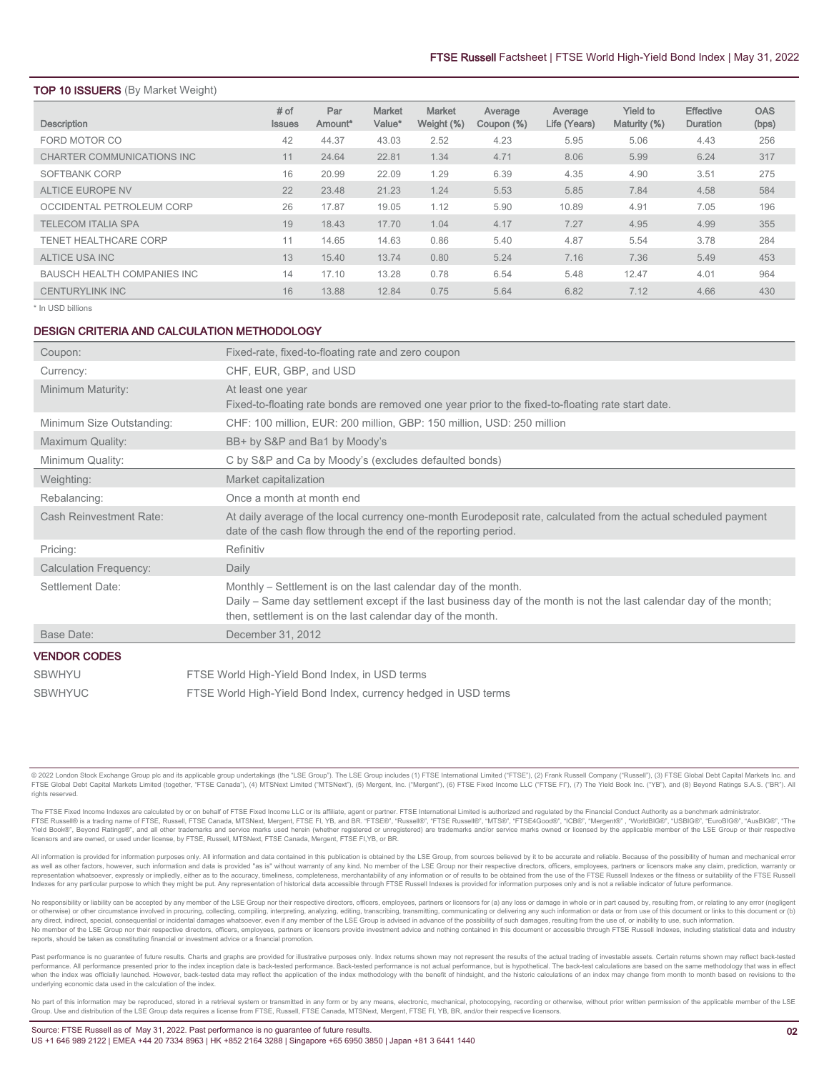## TOP 10 ISSUERS (By Market Weight)

| Description | # of Issues | Par Amount* | Market Value* | Market Weight (%) | Average Coupon (%) | Average Life (Years) | Yield to Maturity (%) | Effective Duration | OAS (bps) |
|---|---|---|---|---|---|---|---|---|---|
| FORD MOTOR CO | 42 | 44.37 | 43.03 | 2.52 | 4.23 | 5.95 | 5.06 | 4.43 | 256 |
| CHARTER COMMUNICATIONS INC | 11 | 24.64 | 22.81 | 1.34 | 4.71 | 8.06 | 5.99 | 6.24 | 317 |
| SOFTBANK CORP | 16 | 20.99 | 22.09 | 1.29 | 6.39 | 4.35 | 4.90 | 3.51 | 275 |
| ALTICE EUROPE NV | 22 | 23.48 | 21.23 | 1.24 | 5.53 | 5.85 | 7.84 | 4.58 | 584 |
| OCCIDENTAL PETROLEUM CORP | 26 | 17.87 | 19.05 | 1.12 | 5.90 | 10.89 | 4.91 | 7.05 | 196 |
| TELECOM ITALIA SPA | 19 | 18.43 | 17.70 | 1.04 | 4.17 | 7.27 | 4.95 | 4.99 | 355 |
| TENET HEALTHCARE CORP | 11 | 14.65 | 14.63 | 0.86 | 5.40 | 4.87 | 5.54 | 3.78 | 284 |
| ALTICE USA INC | 13 | 15.40 | 13.74 | 0.80 | 5.24 | 7.16 | 7.36 | 5.49 | 453 |
| BAUSCH HEALTH COMPANIES INC | 14 | 17.10 | 13.28 | 0.78 | 6.54 | 5.48 | 12.47 | 4.01 | 964 |
| CENTURYLINK INC | 16 | 13.88 | 12.84 | 0.75 | 5.64 | 6.82 | 7.12 | 4.66 | 430 |

* In USD billions

## DESIGN CRITERIA AND CALCULATION METHODOLOGY

| | |
|---|---|
| Coupon: | Fixed-rate, fixed-to-floating rate and zero coupon |
| Currency: | CHF, EUR, GBP, and USD |
| Minimum Maturity: | At least one year<br>Fixed-to-floating rate bonds are removed one year prior to the fixed-to-floating rate start date. |
| Minimum Size Outstanding: | CHF: 100 million, EUR: 200 million, GBP: 150 million, USD: 250 million |
| Maximum Quality: | BB+ by S&P and Ba1 by Moody's |
| Minimum Quality: | C by S&P and Ca by Moody's (excludes defaulted bonds) |
| Weighting: | Market capitalization |
| Rebalancing: | Once a month at month end |
| Cash Reinvestment Rate: | At daily average of the local currency one-month Eurodeposit rate, calculated from the actual scheduled payment date of the cash flow through the end of the reporting period. |
| Pricing: | Refinitiv |
| Calculation Frequency: | Daily |
| Settlement Date: | Monthly – Settlement is on the last calendar day of the month.<br>Daily – Same day settlement except if the last business day of the month is not the last calendar day of the month; then, settlement is on the last calendar day of the month. |
| Base Date: | December 31, 2012 |

## VENDOR CODES

| | |
|---|---|
| SBWHYU | FTSE World High-Yield Bond Index, in USD terms |
| SBWHYUC | FTSE World High-Yield Bond Index, currency hedged in USD terms |

© 2022 London Stock Exchange Group plc and its applicable group undertakings (the "LSE Group"). The LSE Group includes (1) FTSE International Limited ("FTSE"), (2) Frank Russell Company ("Russell"), (3) FTSE Global Debt Capital Markets Inc. and FTSE Global Debt Capital Markets Limited (together, "FTSE Canada"), (4) MTSNext Limited ("MTSNext"), (5) Mergent, Inc. ("Mergent"), (6) FTSE Fixed Income LLC ("FTSE FI"), (7) The Yield Book Inc. ("YB"), and (8) Beyond Ratings S.A.S. ("BR"). All rights reserved.

The FTSE Fixed Income Indexes are calculated by or on behalf of FTSE Fixed Income LLC or its affiliate, agent or partner. FTSE International Limited is authorized and regulated by the Financial Conduct Authority as a benchmark administrator. FTSE Russell® is a trading name of FTSE, Russell, FTSE Canada, MTSNext, Mergent, FTSE FI, YB, and BR. "FTSE®", "Russell®", "FTSE Russell®", "MTS®", "FTSE4Good®", "ICB®", "Mergent®", "WorldBIG®", "USBIG®", "EuroBIG®", "AusBIG®", "The Yield Book®", Beyond Ratings®", and all other trademarks and service marks used herein (whether registered or unregistered) are trademarks and/or service marks owned or licensed by the applicable member of the LSE Group or their respective licensors and are owned, or used under license, by FTSE, Russell, MTSNext, FTSE Canada, Mergent, FTSE FI,YB, or BR.

All information is provided for information purposes only. All information and data contained in this publication is obtained by the LSE Group, from sources believed by it to be accurate and reliable. Because of the possibility of human and mechanical error as well as other factors, however, such information and data is provided "as is" without warranty of any kind. No member of the LSE Group nor their respective directors, officers, employees, partners or licensors make any claim, prediction, warranty or representation whatsoever, expressly or impliedly, either as to the accuracy, timeliness, completeness, merchantability of any information or of results to be obtained from the use of the FTSE Russell Indexes or the fitness or suitability of the FTSE Russell Indexes for any particular purpose to which they might be put. Any representation of historical data accessible through FTSE Russell Indexes is provided for information purposes only and is not a reliable indicator of future performance.

No responsibility or liability can be accepted by any member of the LSE Group nor their respective directors, officers, employees, partners or licensors for (a) any loss or damage in whole or in part caused by, resulting from, or relating to any error (negligent or otherwise) or other circumstance involved in procuring, collecting, compiling, interpreting, analyzing, editing, transcribing, transmitting, communicating or delivering any such information or data or from use of this document or links to this document or (b) any direct, indirect, special, consequential or incidental damages whatsoever, even if any member of the LSE Group is advised in advance of the possibility of such damages, resulting from the use of, or inability to use, such information.
No member of the LSE Group nor their respective directors, officers, employees, partners or licensors provide investment advice and nothing contained in this document or accessible through FTSE Russell Indexes, including statistical data and industry reports, should be taken as constituting financial or investment advice or a financial promotion.

Past performance is no guarantee of future results. Charts and graphs are provided for illustrative purposes only. Index returns shown may not represent the results of the actual trading of investable assets. Certain returns shown may reflect back-tested performance. All performance presented prior to the index inception date is back-tested performance. Back-tested performance is not actual performance, but is hypothetical. The back-test calculations are based on the same methodology that was in effect when the index was officially launched. However, back-tested data may reflect the application of the index methodology with the benefit of hindsight, and the historic calculations of an index may change from month to month based on revisions to the underlying economic data used in the calculation of the index.

No part of this information may be reproduced, stored in a retrieval system or transmitted in any form or by any means, electronic, mechanical, photocopying, recording or otherwise, without prior written permission of the applicable member of the LSE Group. Use and distribution of the LSE Group data requires a license from FTSE, Russell, FTSE Canada, MTSNext, Mergent, FTSE FI, YB, BR, and/or their respective licensors.

Source: FTSE Russell as of May 31, 2022. Past performance is no guarantee of future results.
US +1 646 989 2122 | EMEA +44 20 7334 8963 | HK +852 2164 3288 | Singapore +65 6950 3850 | Japan +81 3 6441 1440